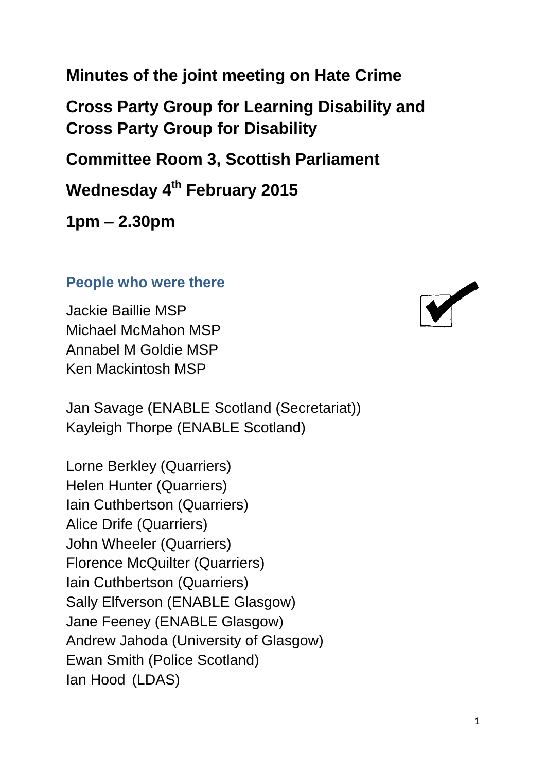# Minutes of the joint meeting on Hate Crime

## Cross Party Group for Learning Disability and Cross Party Group for Disability

## Committee Room 3, Scottish Parliament

## Wednesday 4th February 2015

## 1pm – 2.30pm

### People who were there

Jackie Baillie MSP
Michael McMahon MSP
Annabel M Goldie MSP
Ken Mackintosh MSP

Jan Savage (ENABLE Scotland (Secretariat))
Kayleigh Thorpe (ENABLE Scotland)

Lorne Berkley (Quarriers)
Helen Hunter (Quarriers)
Iain Cuthbertson (Quarriers)
Alice Drife (Quarriers)
John Wheeler (Quarriers)
Florence McQuilter (Quarriers)
Iain Cuthbertson (Quarriers)
Sally Elfverson (ENABLE Glasgow)
Jane Feeney (ENABLE Glasgow)
Andrew Jahoda (University of Glasgow)
Ewan Smith (Police Scotland)
Ian Hood (LDAS)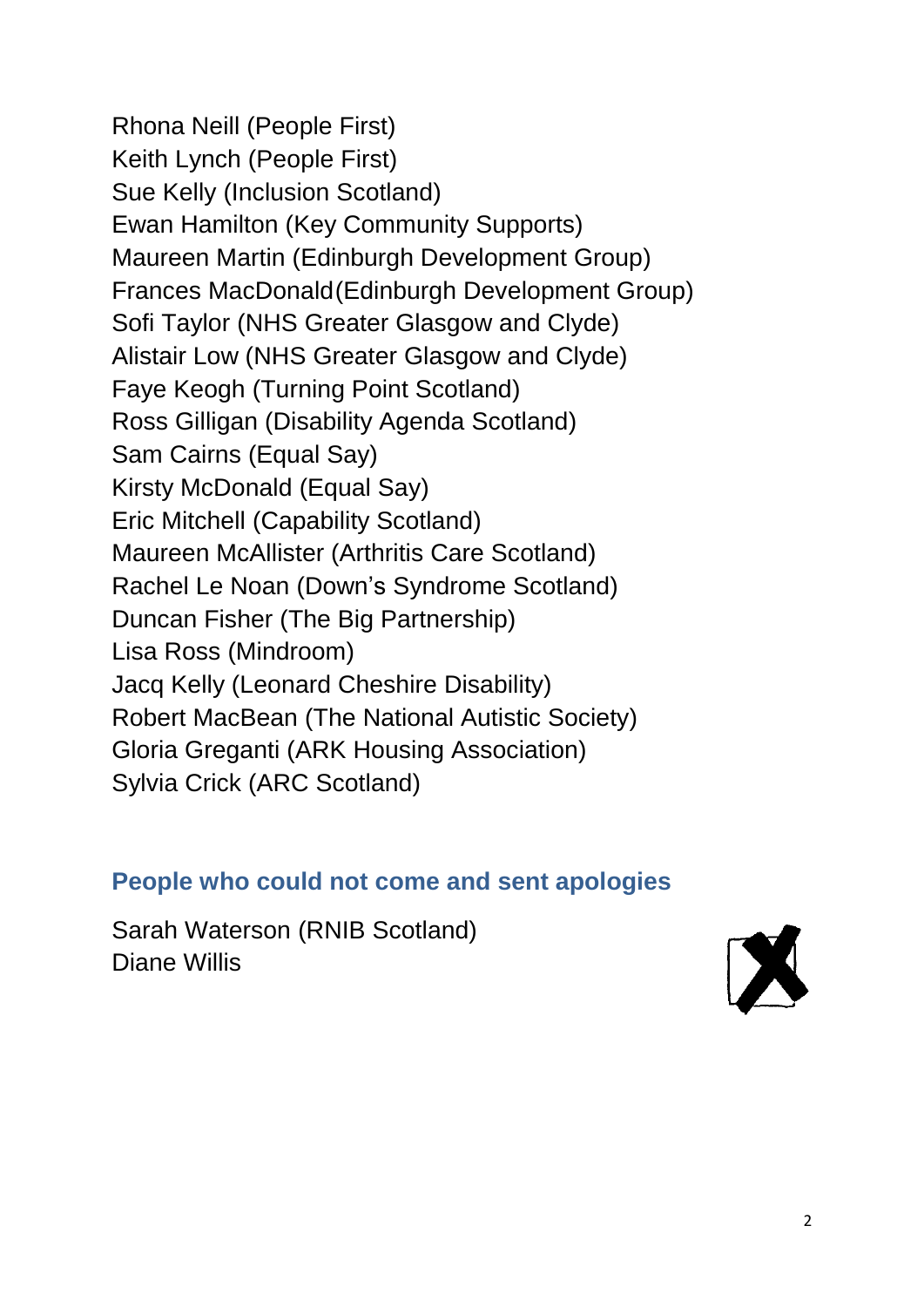Rhona Neill (People First)
Keith Lynch (People First)
Sue Kelly (Inclusion Scotland)
Ewan Hamilton (Key Community Supports)
Maureen Martin (Edinburgh Development Group)
Frances MacDonald (Edinburgh Development Group)
Sofi Taylor (NHS Greater Glasgow and Clyde)
Alistair Low (NHS Greater Glasgow and Clyde)
Faye Keogh (Turning Point Scotland)
Ross Gilligan (Disability Agenda Scotland)
Sam Cairns (Equal Say)
Kirsty McDonald (Equal Say)
Eric Mitchell (Capability Scotland)
Maureen McAllister (Arthritis Care Scotland)
Rachel Le Noan (Down's Syndrome Scotland)
Duncan Fisher (The Big Partnership)
Lisa Ross (Mindroom)
Jacq Kelly (Leonard Cheshire Disability)
Robert MacBean (The National Autistic Society)
Gloria Greganti (ARK Housing Association)
Sylvia Crick (ARC Scotland)

## People who could not come and sent apologies

Sarah Waterson (RNIB Scotland)
Diane Willis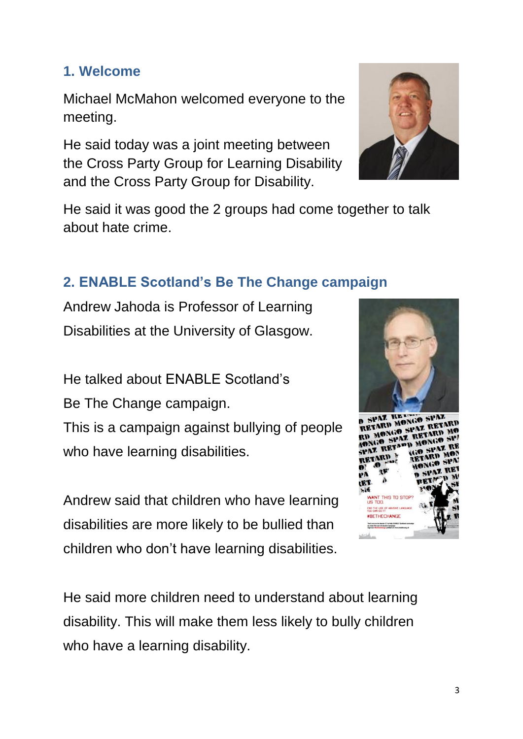## 1. Welcome

Michael McMahon welcomed everyone to the meeting.

He said today was a joint meeting between the Cross Party Group for Learning Disability and the Cross Party Group for Disability.

He said it was good the 2 groups had come together to talk about hate crime.

## 2. ENABLE Scotland's Be The Change campaign

Andrew Jahoda is Professor of Learning Disabilities at the University of Glasgow.

He talked about ENABLE Scotland's Be The Change campaign.
This is a campaign against bullying of people who have learning disabilities.

Andrew said that children who have learning disabilities are more likely to be bullied than children who don't have learning disabilities.

He said more children need to understand about learning disability. This will make them less likely to bully children who have a learning disability.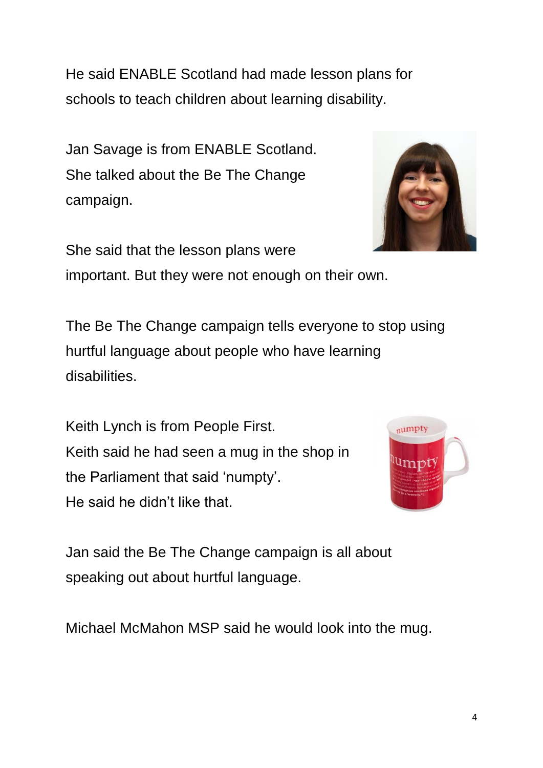He said ENABLE Scotland had made lesson plans for schools to teach children about learning disability.

Jan Savage is from ENABLE Scotland.
She talked about the Be The Change campaign.

She said that the lesson plans were important. But they were not enough on their own.

The Be The Change campaign tells everyone to stop using hurtful language about people who have learning disabilities.

Keith Lynch is from People First.
Keith said he had seen a mug in the shop in the Parliament that said 'numpty'.
He said he didn't like that.

Jan said the Be The Change campaign is all about speaking out about hurtful language.

Michael McMahon MSP said he would look into the mug.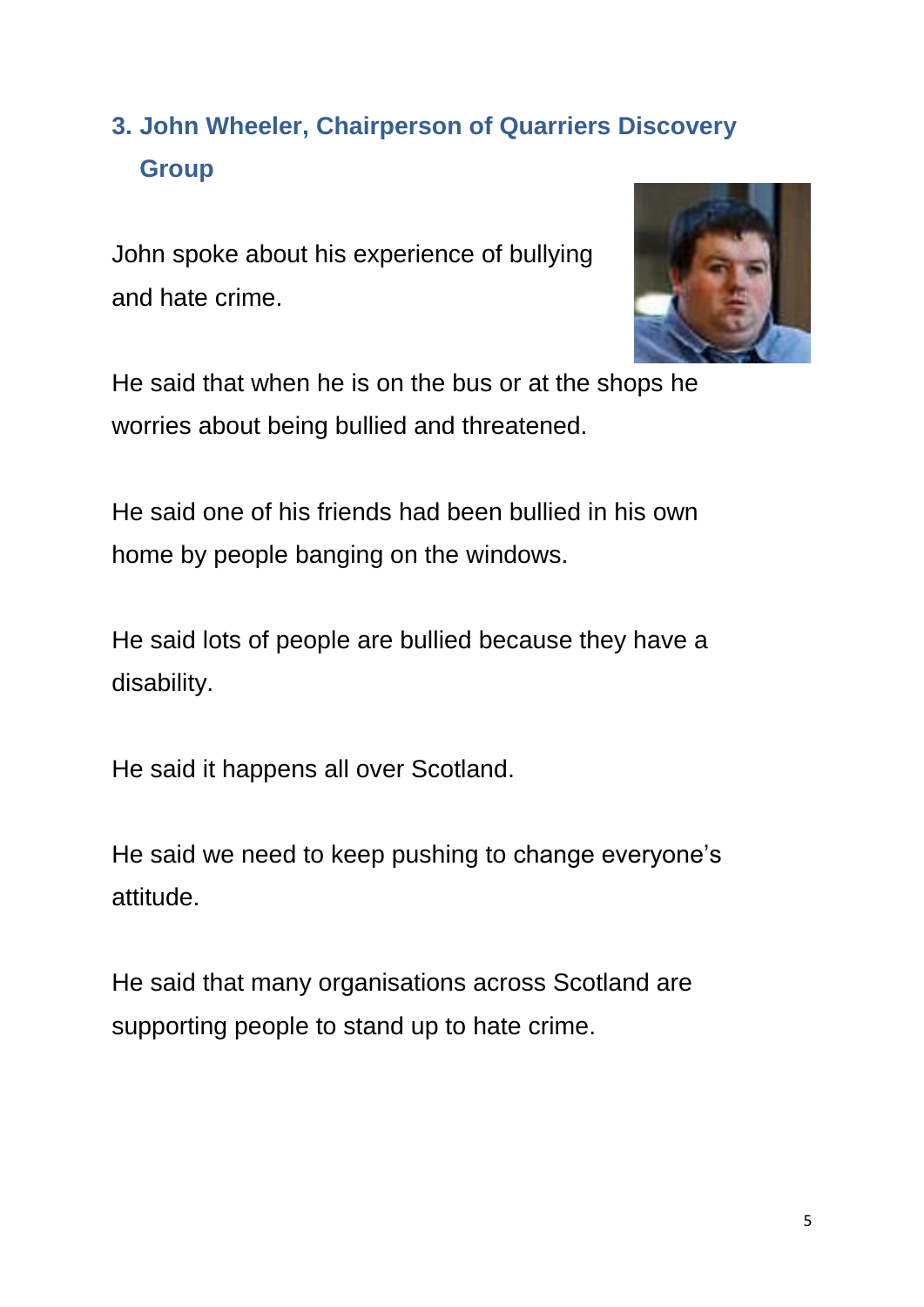## 3. John Wheeler, Chairperson of Quarriers Discovery Group

John spoke about his experience of bullying and hate crime.

He said that when he is on the bus or at the shops he worries about being bullied and threatened.

He said one of his friends had been bullied in his own home by people banging on the windows.

He said lots of people are bullied because they have a disability.

He said it happens all over Scotland.

He said we need to keep pushing to change everyone's attitude.

He said that many organisations across Scotland are supporting people to stand up to hate crime.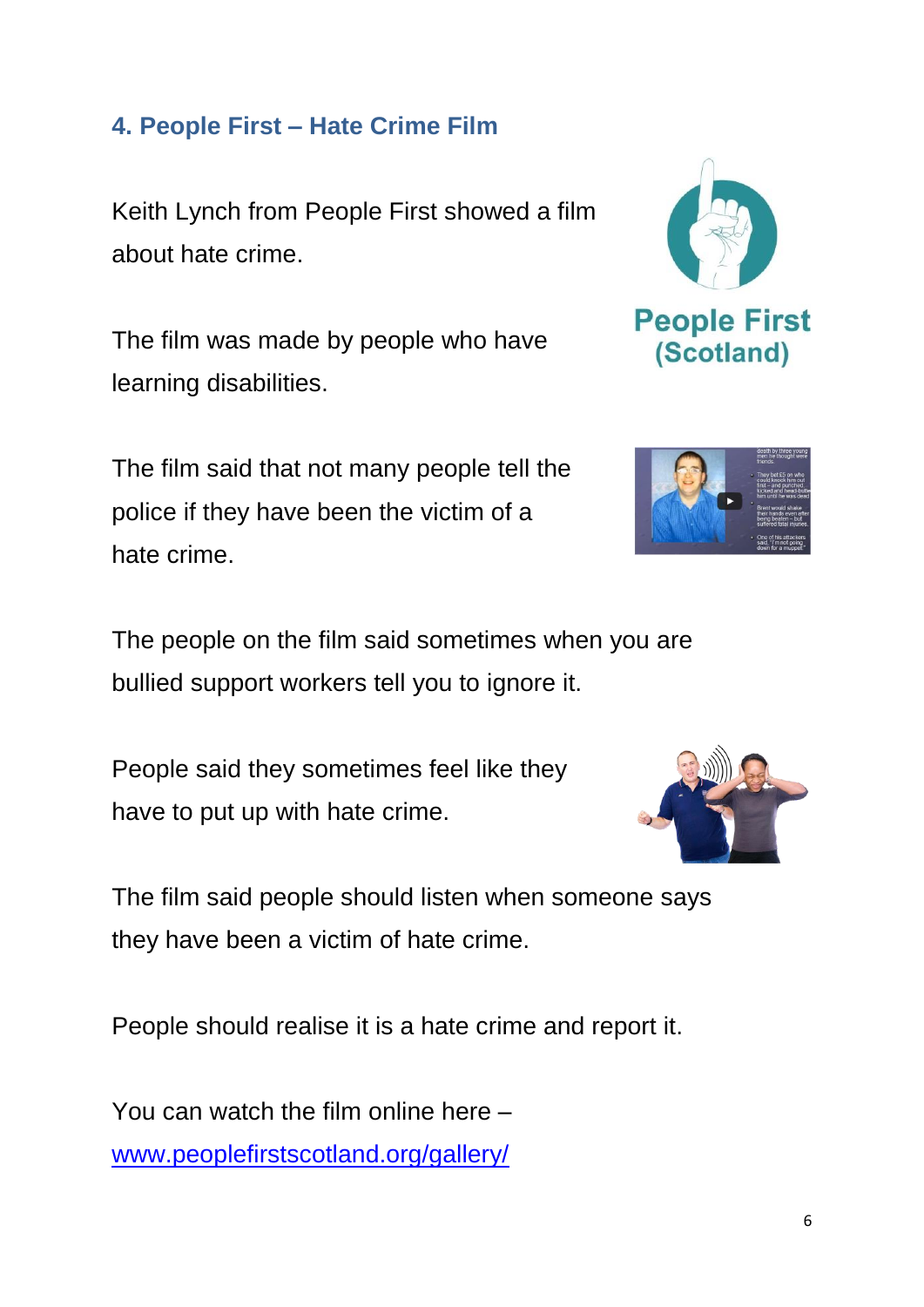## 4. People First – Hate Crime Film

Keith Lynch from People First showed a film about hate crime.

The film was made by people who have learning disabilities.

The film said that not many people tell the police if they have been the victim of a hate crime.

The people on the film said sometimes when you are bullied support workers tell you to ignore it.

People said they sometimes feel like they have to put up with hate crime.

The film said people should listen when someone says they have been a victim of hate crime.

People should realise it is a hate crime and report it.

You can watch the film online here – [www.peoplefirstscotland.org/gallery/](http://www.peoplefirstscotland.org/gallery/)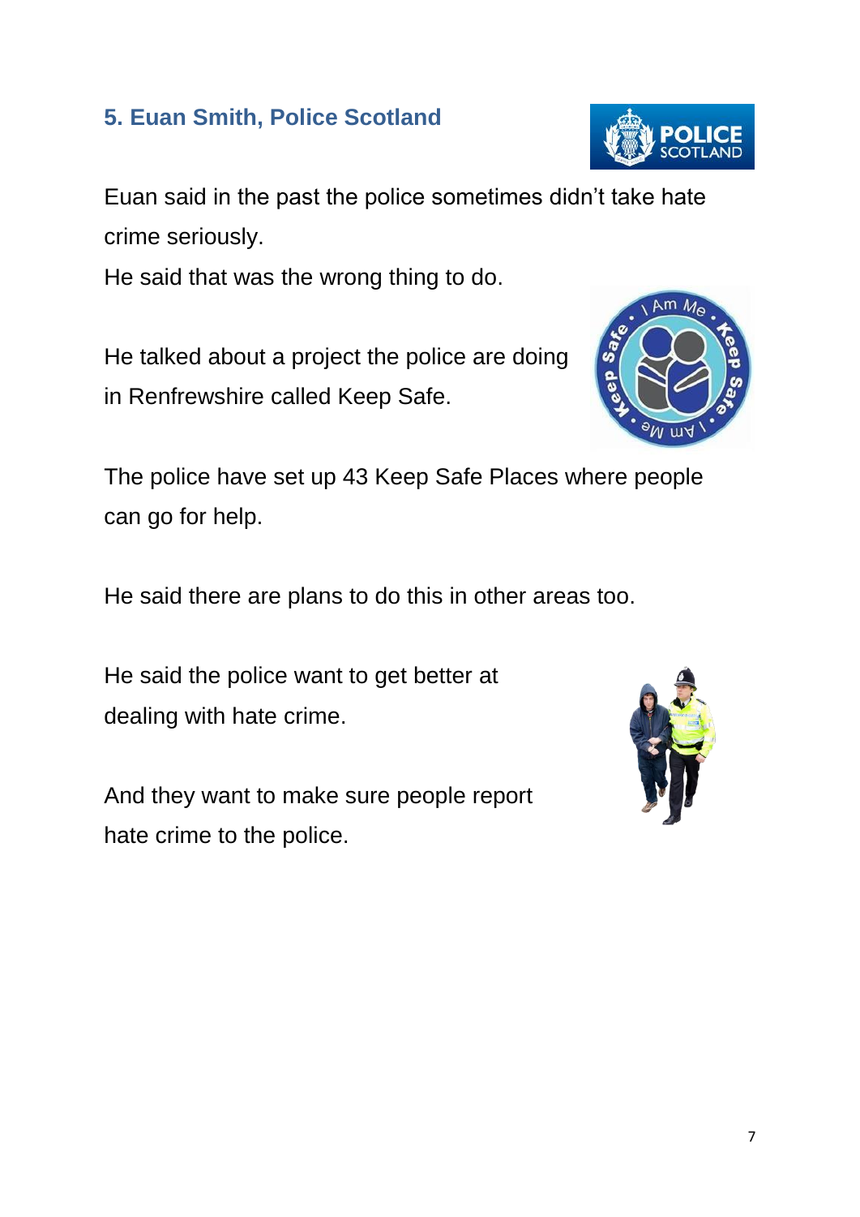## 5. Euan Smith, Police Scotland

Euan said in the past the police sometimes didn't take hate crime seriously.
He said that was the wrong thing to do.

He talked about a project the police are doing in Renfrewshire called Keep Safe.

The police have set up 43 Keep Safe Places where people can go for help.

He said there are plans to do this in other areas too.

He said the police want to get better at dealing with hate crime.

And they want to make sure people report hate crime to the police.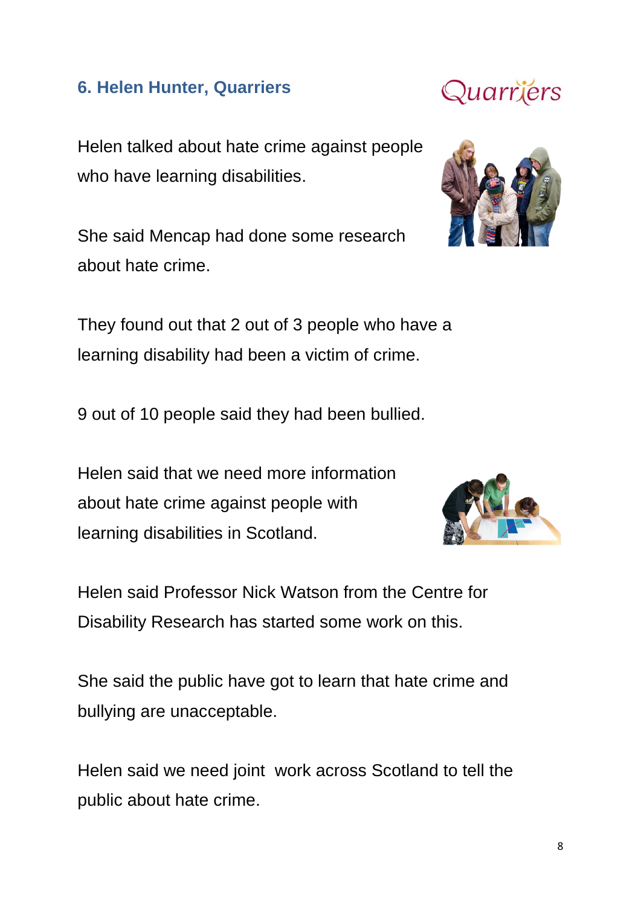## 6. Helen Hunter, Quarriers

Helen talked about hate crime against people who have learning disabilities.

She said Mencap had done some research about hate crime.

They found out that 2 out of 3 people who have a learning disability had been a victim of crime.

9 out of 10 people said they had been bullied.

Helen said that we need more information about hate crime against people with learning disabilities in Scotland.

Helen said Professor Nick Watson from the Centre for Disability Research has started some work on this.

She said the public have got to learn that hate crime and bullying are unacceptable.

Helen said we need joint work across Scotland to tell the public about hate crime.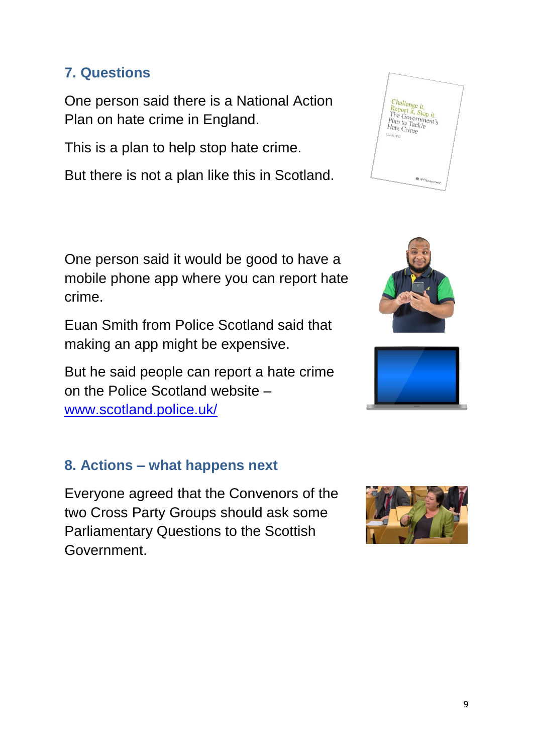## 7. Questions

One person said there is a National Action Plan on hate crime in England.

This is a plan to help stop hate crime.

But there is not a plan like this in Scotland.

One person said it would be good to have a mobile phone app where you can report hate crime.

Euan Smith from Police Scotland said that making an app might be expensive.

But he said people can report a hate crime on the Police Scotland website – [www.scotland.police.uk/](http://www.scotland.police.uk/)

## 8. Actions – what happens next

Everyone agreed that the Convenors of the two Cross Party Groups should ask some Parliamentary Questions to the Scottish Government.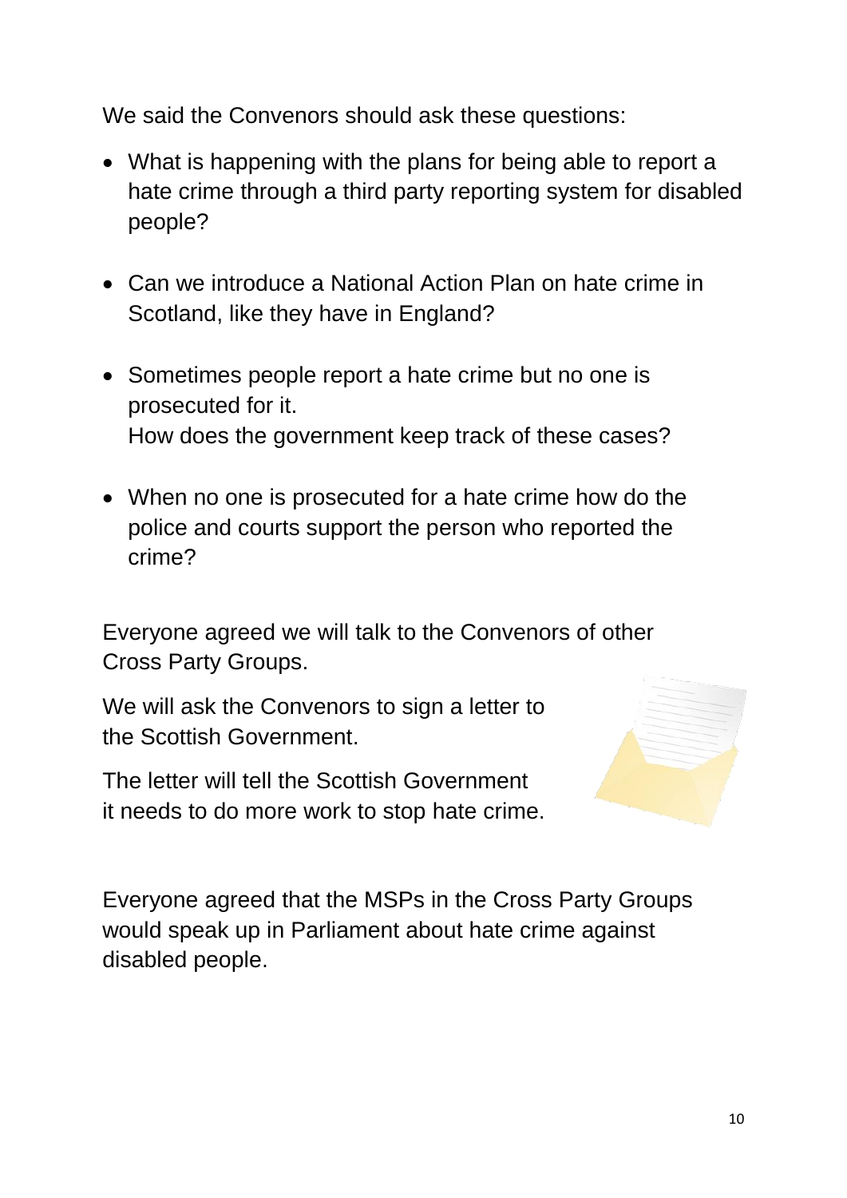We said the Convenors should ask these questions:

- What is happening with the plans for being able to report a hate crime through a third party reporting system for disabled people?
- Can we introduce a National Action Plan on hate crime in Scotland, like they have in England?
- Sometimes people report a hate crime but no one is prosecuted for it.
  How does the government keep track of these cases?
- When no one is prosecuted for a hate crime how do the police and courts support the person who reported the crime?

Everyone agreed we will talk to the Convenors of other Cross Party Groups.

We will ask the Convenors to sign a letter to the Scottish Government.

The letter will tell the Scottish Government it needs to do more work to stop hate crime.

Everyone agreed that the MSPs in the Cross Party Groups would speak up in Parliament about hate crime against disabled people.